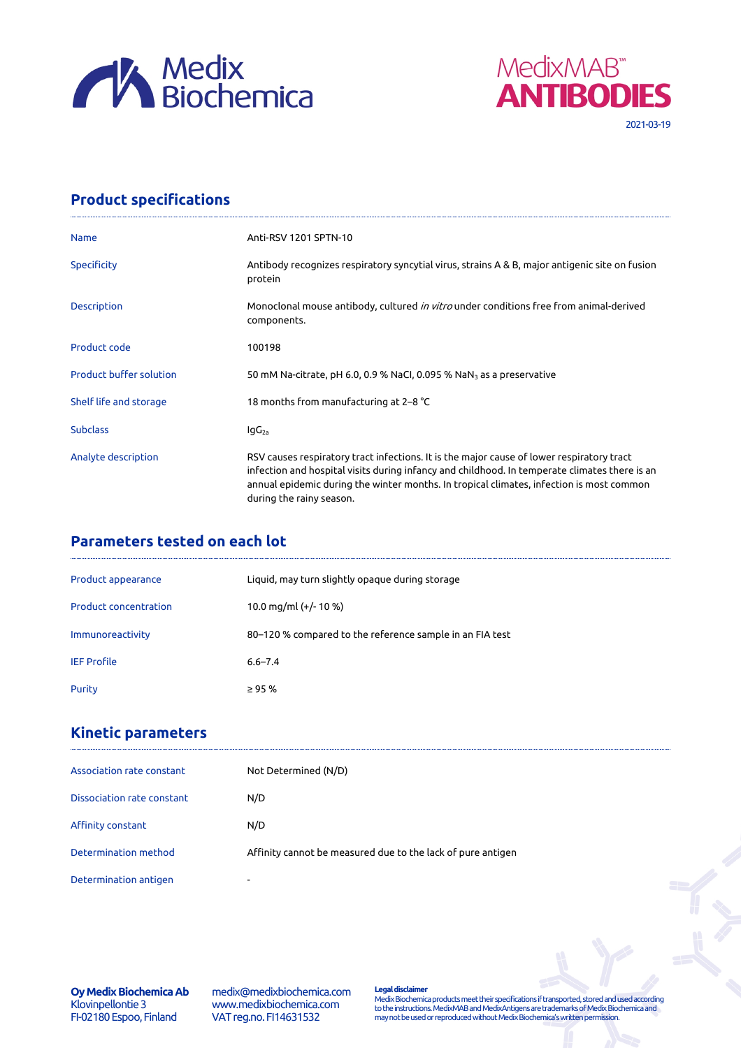Medix Biochemica

MedixMAB™ ANTIBODIES

2021-03-19

## Product specifications

| | |
|---|---|
| Name | Anti-RSV 1201 SPTN-10 |
| Specificity | Antibody recognizes respiratory syncytial virus, strains A & B, major antigenic site on fusion protein |
| Description | Monoclonal mouse antibody, cultured *in vitro* under conditions free from animal-derived components. |
| Product code | 100198 |
| Product buffer solution | 50 mM Na-citrate, pH 6.0, 0.9 % NaCl, 0.095 % $NaN_3$ as a preservative |
| Shelf life and storage | 18 months from manufacturing at 2–8 °C |
| Subclass | $IgG_{2a}$ |
| Analyte description | RSV causes respiratory tract infections. It is the major cause of lower respiratory tract infection and hospital visits during infancy and childhood. In temperate climates there is an annual epidemic during the winter months. In tropical climates, infection is most common during the rainy season. |

## Parameters tested on each lot

| | |
|---|---|
| Product appearance | Liquid, may turn slightly opaque during storage |
| Product concentration | 10.0 mg/ml (+/- 10 %) |
| Immunoreactivity | 80–120 % compared to the reference sample in an FIA test |
| IEF Profile | 6.6–7.4 |
| Purity | ≥ 95 % |

## Kinetic parameters

| | |
|---|---|
| Association rate constant | Not Determined (N/D) |
| Dissociation rate constant | N/D |
| Affinity constant | N/D |
| Determination method | Affinity cannot be measured due to the lack of pure antigen |
| Determination antigen | - |

**Oy Medix Biochemica Ab**
Klovinpellontie 3
FI-02180 Espoo, Finland

medix@medixbiochemica.com
www.medixbiochemica.com
VAT reg.no. FI14631532

**Legal disclaimer**
Medix Biochemica products meet their specifications if transported, stored and used according to the instructions. MedixMAB and MedixAntigens are trademarks of Medix Biochemica and may not be used or reproduced without Medix Biochemica's written permission.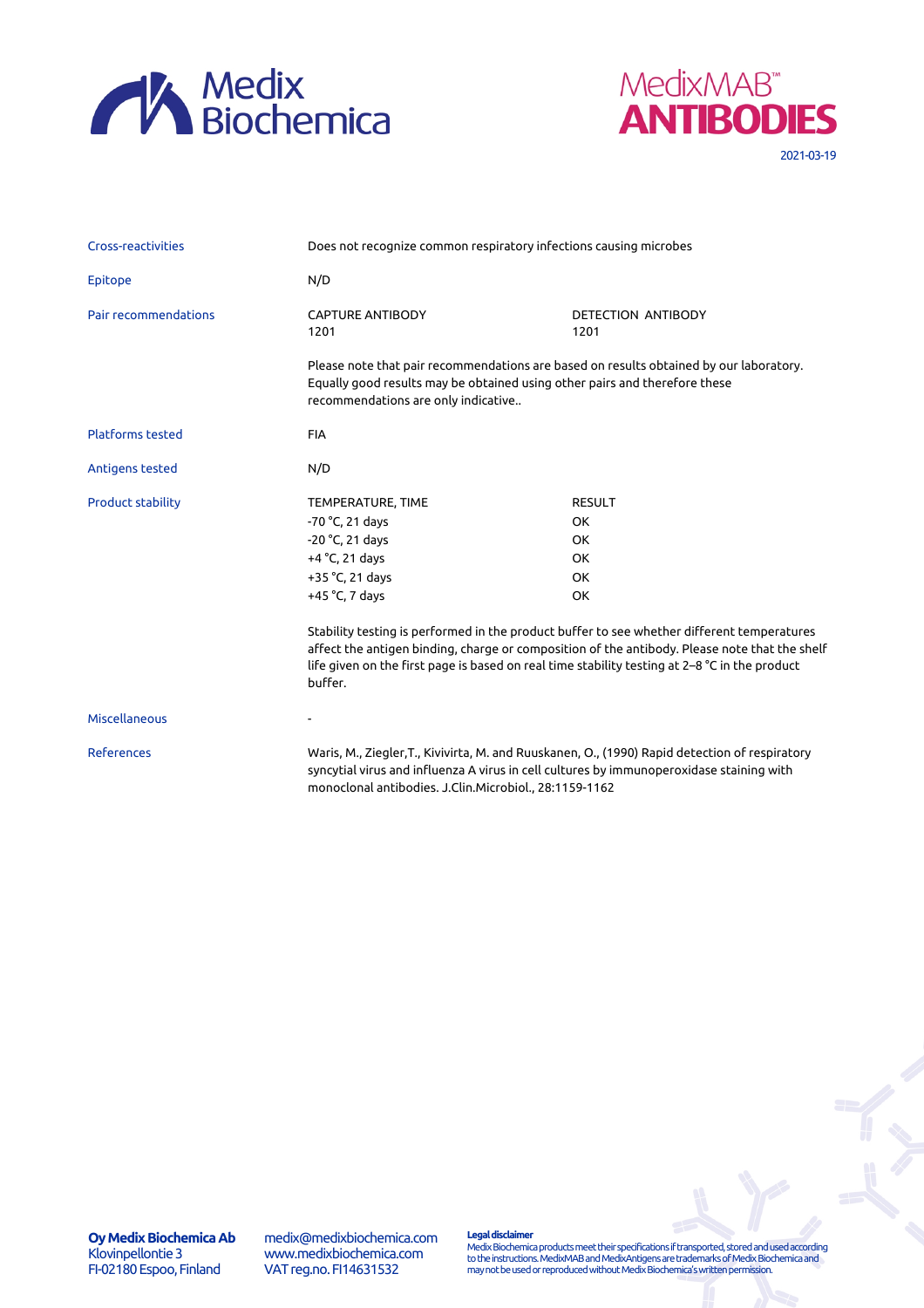| | | |
|---|---|---|
| Cross-reactivities | Does not recognize common respiratory infections causing microbes | |
| Epitope | N/D | |
| Pair recommendations | CAPTURE ANTIBODY<br>1201 | DETECTION ANTIBODY<br>1201 |
| | Please note that pair recommendations are based on results obtained by our laboratory. Equally good results may be obtained using other pairs and therefore these recommendations are only indicative.. | |
| Platforms tested | FIA | |
| Antigens tested | N/D | |
| Product stability | TEMPERATURE, TIME | RESULT |
| | -70 °C, 21 days | OK |
| | -20 °C, 21 days | OK |
| | +4 °C, 21 days | OK |
| | +35 °C, 21 days | OK |
| | +45 °C, 7 days | OK |
| | Stability testing is performed in the product buffer to see whether different temperatures affect the antigen binding, charge or composition of the antibody. Please note that the shelf life given on the first page is based on real time stability testing at 2–8 °C in the product buffer. | |
| Miscellaneous | - | |
| References | Waris, M., Ziegler,T., Kivivirta, M. and Ruuskanen, O., (1990) Rapid detection of respiratory syncytial virus and influenza A virus in cell cultures by immunoperoxidase staining with monoclonal antibodies. J.Clin.Microbiol., 28:1159-1162 | |

**Oy Medix Biochemica Ab**
Klovinpellontie 3
FI-02180 Espoo, Finland

medix@medixbiochemica.com
www.medixbiochemica.com
VAT reg.no. FI14631532

**Legal disclaimer**
Medix Biochemica products meet their specifications if transported, stored and used according to the instructions. MedixMAB and MedixAntigens are trademarks of Medix Biochemica and may not be used or reproduced without Medix Biochemica's written permission.